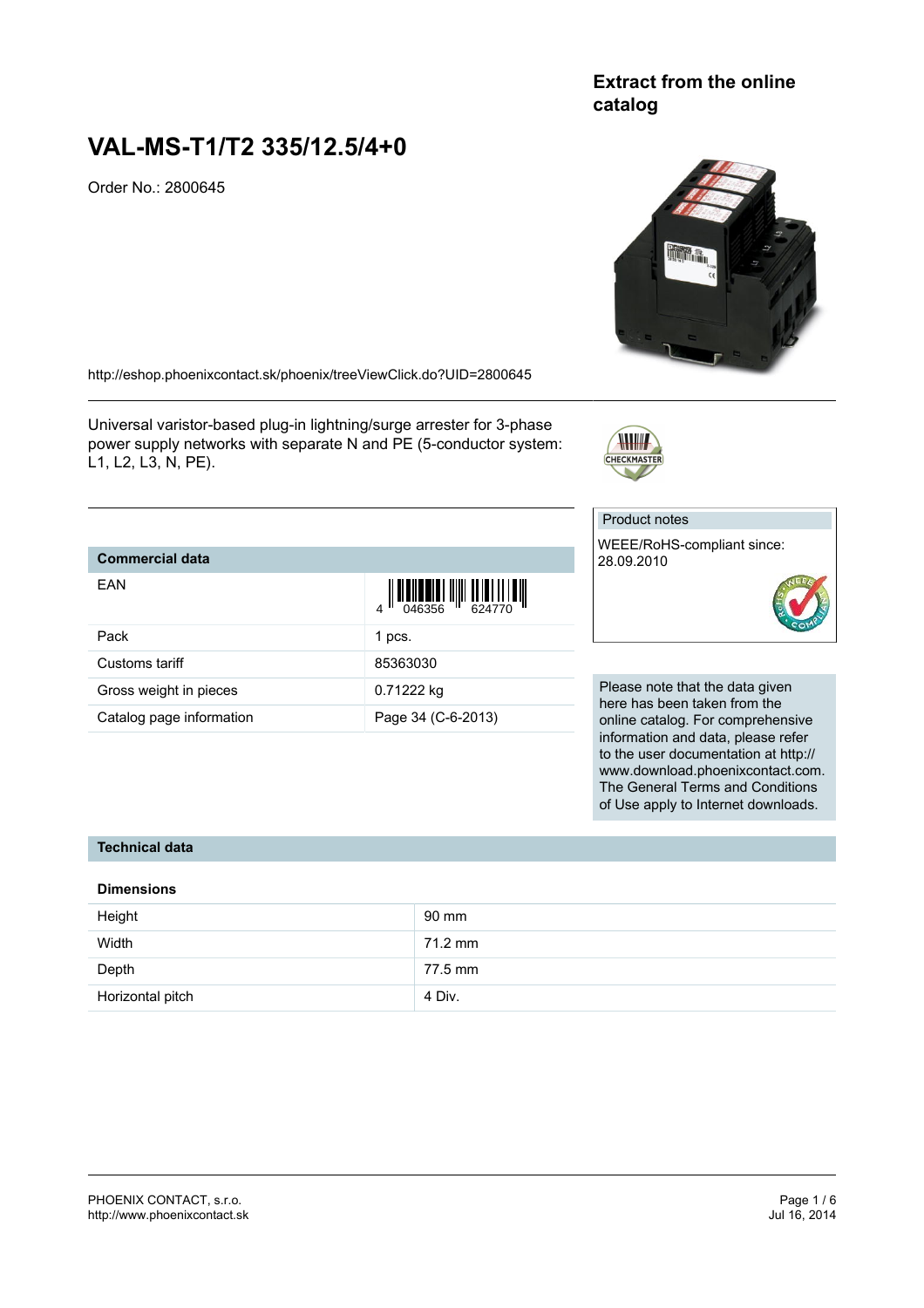**Extract from the online catalog**

# VAL-MS-T1/T2 335/12.5/4+0

Order No.: 2800645

http://eshop.phoenixcontact.sk/phoenix/treeViewClick.do?UID=2800645

Universal varistor-based plug-in lightning/surge arrester for 3-phase power supply networks with separate N and PE (5-conductor system: L1, L2, L3, N, PE).

| Product notes |
| --- |
| WEEE/RoHS-compliant since: 28.09.2010 |

Please note that the data given here has been taken from the online catalog. For comprehensive information and data, please refer to the user documentation at http://www.download.phoenixcontact.com. The General Terms and Conditions of Use apply to Internet downloads.

## Commercial data

| | |
| --- | --- |
| EAN | 4 046356 624770 |
| Pack | 1 pcs. |
| Customs tariff | 85363030 |
| Gross weight in pieces | 0.71222 kg |
| Catalog page information | Page 34 (C-6-2013) |

## Technical data

### Dimensions

| | |
| --- | --- |
| Height | 90 mm |
| Width | 71.2 mm |
| Depth | 77.5 mm |
| Horizontal pitch | 4 Div. |

PHOENIX CONTACT, s.r.o.
http://www.phoenixcontact.sk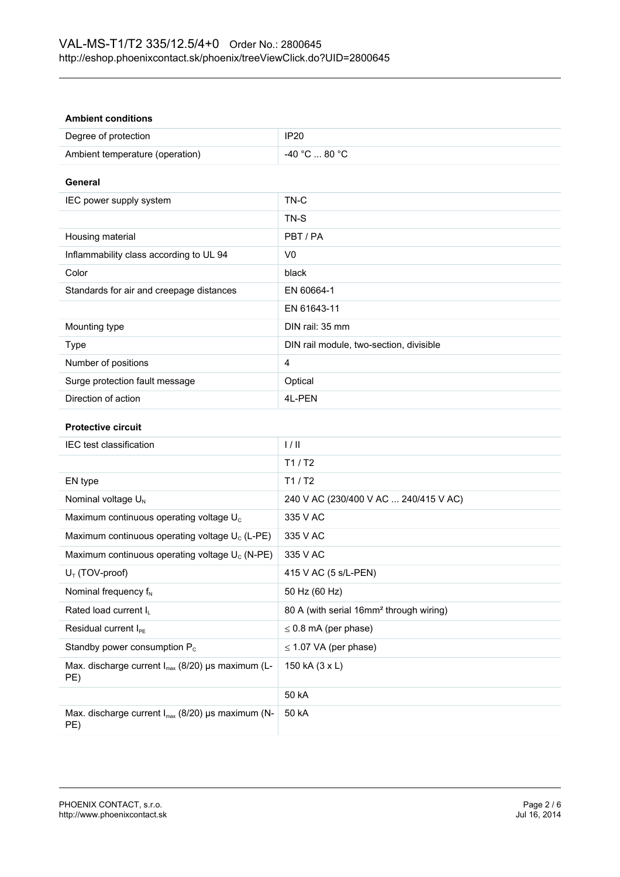**Ambient conditions**

| | |
|---|---|
| Degree of protection | IP20 |
| Ambient temperature (operation) | -40 °C ... 80 °C |

**General**

| | |
|---|---|
| IEC power supply system | TN-C |
| | TN-S |
| Housing material | PBT / PA |
| Inflammability class according to UL 94 | V0 |
| Color | black |
| Standards for air and creepage distances | EN 60664-1 |
| | EN 61643-11 |
| Mounting type | DIN rail: 35 mm |
| Type | DIN rail module, two-section, divisible |
| Number of positions | 4 |
| Surge protection fault message | Optical |
| Direction of action | 4L-PEN |

**Protective circuit**

| | |
|---|---|
| IEC test classification | I / II |
| | T1 / T2 |
| EN type | T1 / T2 |
| Nominal voltage $U_N$ | 240 V AC (230/400 V AC ... 240/415 V AC) |
| Maximum continuous operating voltage $U_C$ | 335 V AC |
| Maximum continuous operating voltage $U_C$ (L-PE) | 335 V AC |
| Maximum continuous operating voltage $U_C$ (N-PE) | 335 V AC |
| $U_T$ (TOV-proof) | 415 V AC (5 s/L-PEN) |
| Nominal frequency $f_N$ | 50 Hz (60 Hz) |
| Rated load current $I_L$ | 80 A (with serial 16mm² through wiring) |
| Residual current $I_{PE}$ | ≤ 0.8 mA (per phase) |
| Standby power consumption $P_C$ | ≤ 1.07 VA (per phase) |
| Max. discharge current $I_{max}$ (8/20) µs maximum (L-PE) | 150 kA (3 x L) |
| | 50 kA |
| Max. discharge current $I_{max}$ (8/20) µs maximum (N-PE) | 50 kA |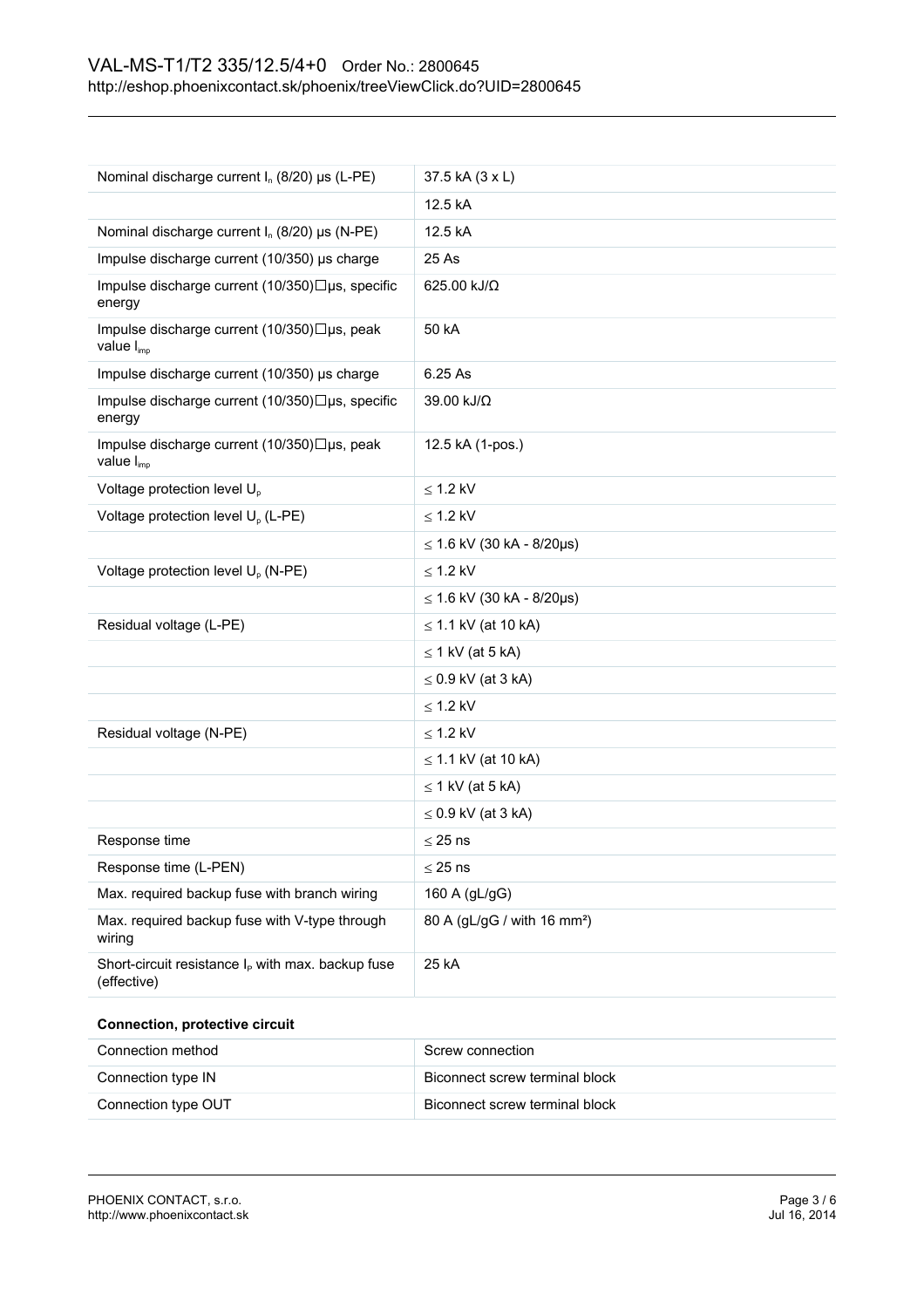| | |
|---|---|
| Nominal discharge current $I_n$ (8/20) µs (L-PE) | 37.5 kA (3 x L) |
| | 12.5 kA |
| Nominal discharge current $I_n$ (8/20) µs (N-PE) | 12.5 kA |
| Impulse discharge current (10/350) µs charge | 25 As |
| Impulse discharge current (10/350)□µs, specific energy | 625.00 kJ/Ω |
| Impulse discharge current (10/350)□µs, peak value $I_{imp}$ | 50 kA |
| Impulse discharge current (10/350) µs charge | 6.25 As |
| Impulse discharge current (10/350)□µs, specific energy | 39.00 kJ/Ω |
| Impulse discharge current (10/350)□µs, peak value $I_{imp}$ | 12.5 kA (1-pos.) |
| Voltage protection level $U_p$ | ≤ 1.2 kV |
| Voltage protection level $U_p$ (L-PE) | ≤ 1.2 kV |
| | ≤ 1.6 kV (30 kA - 8/20µs) |
| Voltage protection level $U_p$ (N-PE) | ≤ 1.2 kV |
| | ≤ 1.6 kV (30 kA - 8/20µs) |
| Residual voltage (L-PE) | ≤ 1.1 kV (at 10 kA) |
| | ≤ 1 kV (at 5 kA) |
| | ≤ 0.9 kV (at 3 kA) |
| | ≤ 1.2 kV |
| Residual voltage (N-PE) | ≤ 1.2 kV |
| | ≤ 1.1 kV (at 10 kA) |
| | ≤ 1 kV (at 5 kA) |
| | ≤ 0.9 kV (at 3 kA) |
| Response time | ≤ 25 ns |
| Response time (L-PEN) | ≤ 25 ns |
| Max. required backup fuse with branch wiring | 160 A (gL/gG) |
| Max. required backup fuse with V-type through wiring | 80 A (gL/gG / with 16 mm²) |
| Short-circuit resistance $I_P$ with max. backup fuse (effective) | 25 kA |

**Connection, protective circuit**

| | |
|---|---|
| Connection method | Screw connection |
| Connection type IN | Biconnect screw terminal block |
| Connection type OUT | Biconnect screw terminal block |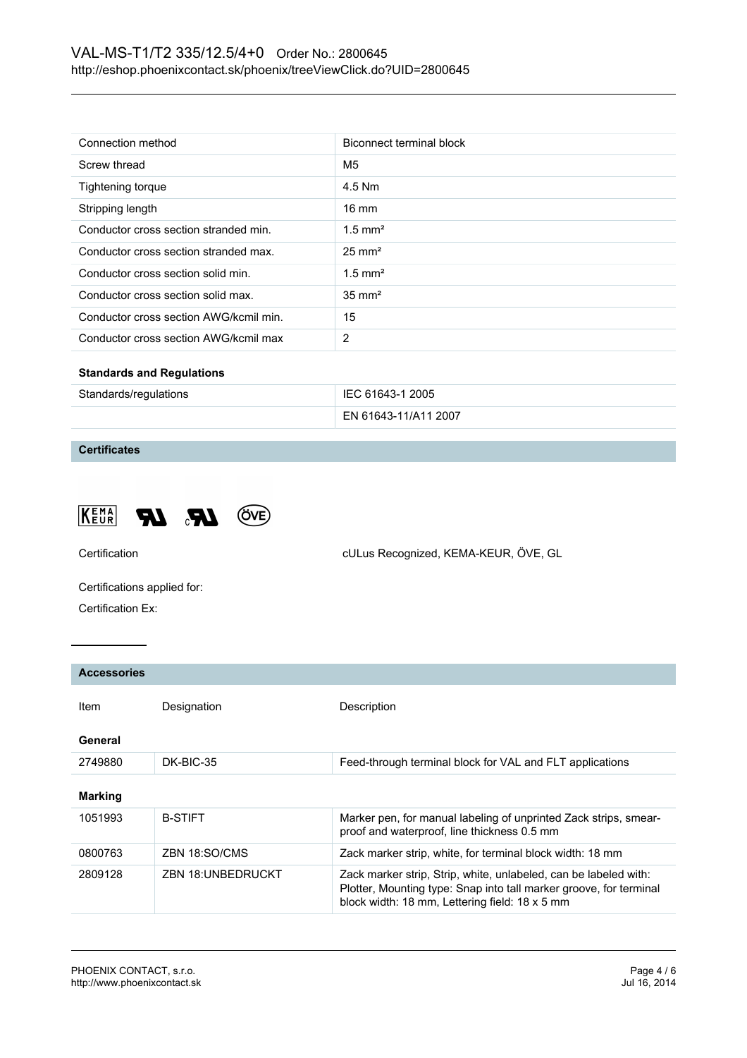| | |
|---|---|
| Connection method | Biconnect terminal block |
| Screw thread | M5 |
| Tightening torque | 4.5 Nm |
| Stripping length | 16 mm |
| Conductor cross section stranded min. | 1.5 mm² |
| Conductor cross section stranded max. | 25 mm² |
| Conductor cross section solid min. | 1.5 mm² |
| Conductor cross section solid max. | 35 mm² |
| Conductor cross section AWG/kcmil min. | 15 |
| Conductor cross section AWG/kcmil max | 2 |

**Standards and Regulations**

| | |
|---|---|
| Standards/regulations | IEC 61643-1 2005 |
| | EN 61643-11/A11 2007 |

## Certificates

| | |
|---|---|
| Certification | cULus Recognized, KEMA-KEUR, ÖVE, GL |

Certifications applied for:

Certification Ex:

## Accessories

| Item | Designation | Description |
|---|---|---|
| **General** | | |
| 2749880 | DK-BIC-35 | Feed-through terminal block for VAL and FLT applications |
| **Marking** | | |
| 1051993 | B-STIFT | Marker pen, for manual labeling of unprinted Zack strips, smear-proof and waterproof, line thickness 0.5 mm |
| 0800763 | ZBN 18:SO/CMS | Zack marker strip, white, for terminal block width: 18 mm |
| 2809128 | ZBN 18:UNBEDRUCKT | Zack marker strip, Strip, white, unlabeled, can be labeled with: Plotter, Mounting type: Snap into tall marker groove, for terminal block width: 18 mm, Lettering field: 18 x 5 mm |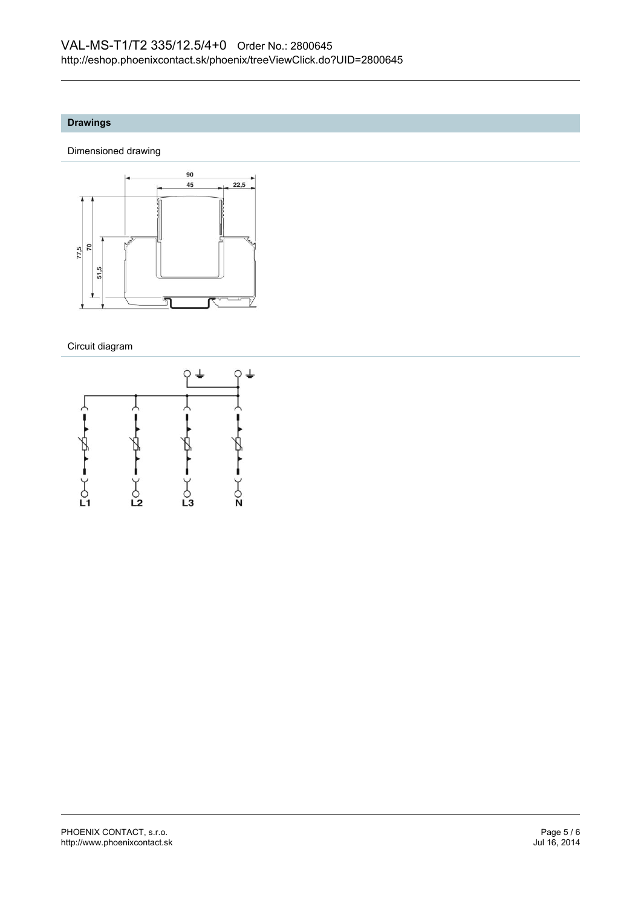## Drawings

Dimensioned drawing

Circuit diagram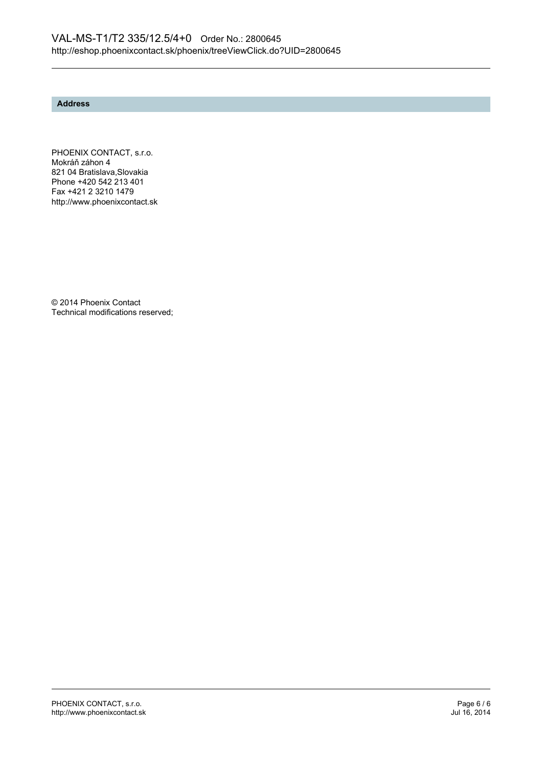## Address

PHOENIX CONTACT, s.r.o.
Mokráň záhon 4
821 04 Bratislava,Slovakia
Phone +420 542 213 401
Fax +421 2 3210 1479
http://www.phoenixcontact.sk

© 2014 Phoenix Contact
Technical modifications reserved;